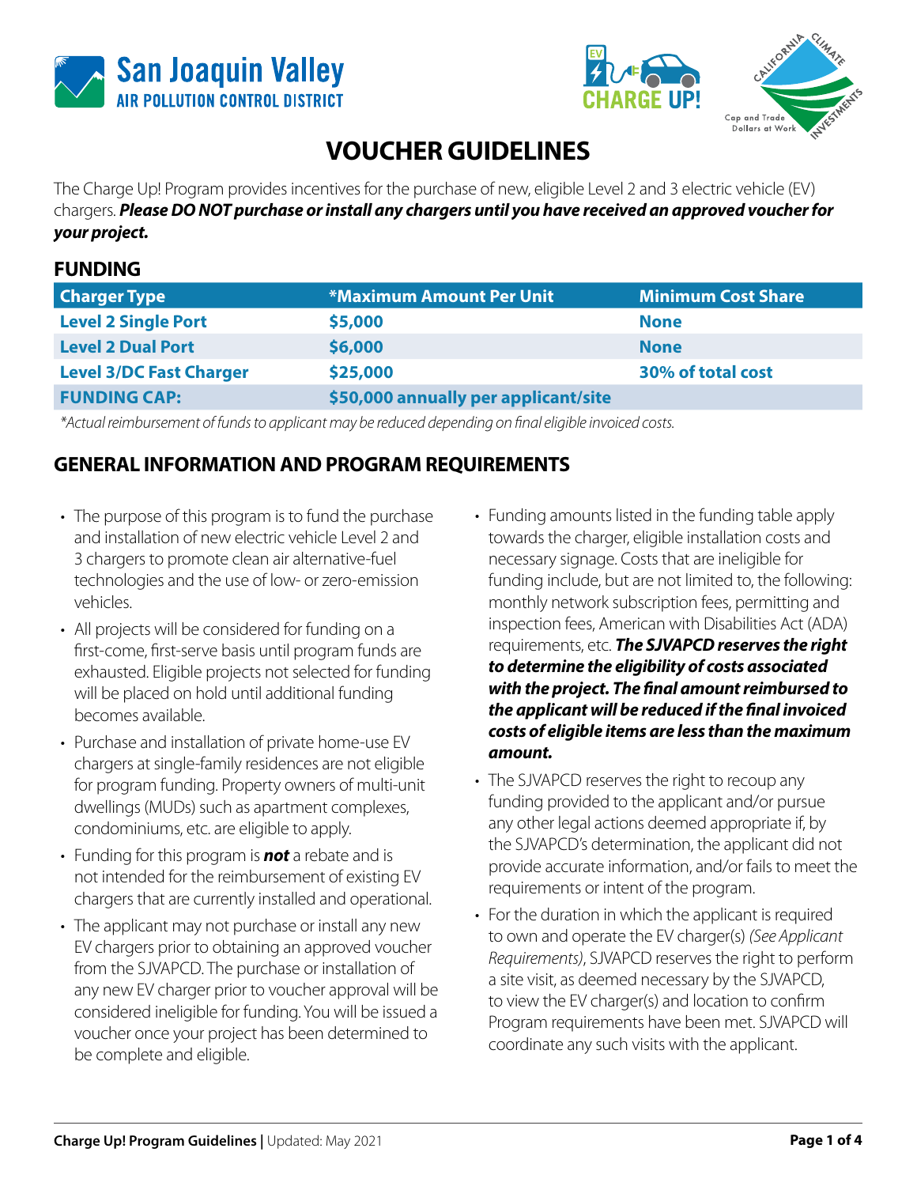# VOUCHER GUIDELINES

The Charge Up! Program provides incentives for the purchase of new, eligible Level 2 and 3 electric vehicle (EV) chargers. ***Please DO NOT purchase or install any chargers until you have received an approved voucher for your project.***

## FUNDING

| Charger Type | *Maximum Amount Per Unit | Minimum Cost Share |
|---|---|---|
| Level 2 Single Port | $5,000 | None |
| Level 2 Dual Port | $6,000 | None |
| Level 3/DC Fast Charger | $25,000 | 30% of total cost |
| FUNDING CAP: | $50,000 annually per applicant/site | |

*\*Actual reimbursement of funds to applicant may be reduced depending on final eligible invoiced costs.*

## GENERAL INFORMATION AND PROGRAM REQUIREMENTS

- The purpose of this program is to fund the purchase and installation of new electric vehicle Level 2 and 3 chargers to promote clean air alternative-fuel technologies and the use of low- or zero-emission vehicles.
- All projects will be considered for funding on a first-come, first-serve basis until program funds are exhausted. Eligible projects not selected for funding will be placed on hold until additional funding becomes available.
- Purchase and installation of private home-use EV chargers at single-family residences are not eligible for program funding. Property owners of multi-unit dwellings (MUDs) such as apartment complexes, condominiums, etc. are eligible to apply.
- Funding for this program is ***not*** a rebate and is not intended for the reimbursement of existing EV chargers that are currently installed and operational.
- The applicant may not purchase or install any new EV chargers prior to obtaining an approved voucher from the SJVAPCD. The purchase or installation of any new EV charger prior to voucher approval will be considered ineligible for funding. You will be issued a voucher once your project has been determined to be complete and eligible.
- Funding amounts listed in the funding table apply towards the charger, eligible installation costs and necessary signage. Costs that are ineligible for funding include, but are not limited to, the following: monthly network subscription fees, permitting and inspection fees, American with Disabilities Act (ADA) requirements, etc. ***The SJVAPCD reserves the right to determine the eligibility of costs associated with the project. The final amount reimbursed to the applicant will be reduced if the final invoiced costs of eligible items are less than the maximum amount.***
- The SJVAPCD reserves the right to recoup any funding provided to the applicant and/or pursue any other legal actions deemed appropriate if, by the SJVAPCD's determination, the applicant did not provide accurate information, and/or fails to meet the requirements or intent of the program.
- For the duration in which the applicant is required to own and operate the EV charger(s) *(See Applicant Requirements)*, SJVAPCD reserves the right to perform a site visit, as deemed necessary by the SJVAPCD, to view the EV charger(s) and location to confirm Program requirements have been met. SJVAPCD will coordinate any such visits with the applicant.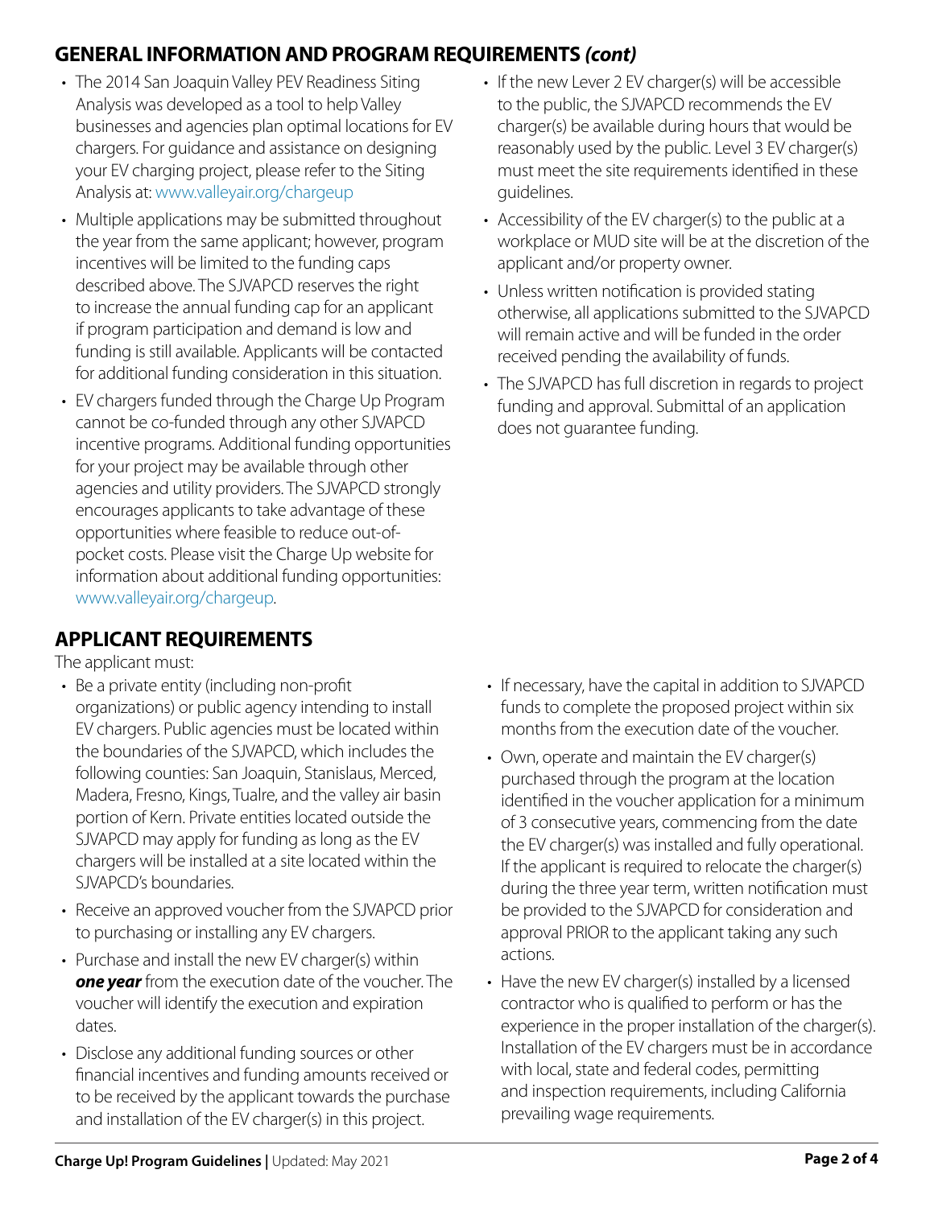## GENERAL INFORMATION AND PROGRAM REQUIREMENTS *(cont)*

- The 2014 San Joaquin Valley PEV Readiness Siting Analysis was developed as a tool to help Valley businesses and agencies plan optimal locations for EV chargers. For guidance and assistance on designing your EV charging project, please refer to the Siting Analysis at: www.valleyair.org/chargeup
- Multiple applications may be submitted throughout the year from the same applicant; however, program incentives will be limited to the funding caps described above. The SJVAPCD reserves the right to increase the annual funding cap for an applicant if program participation and demand is low and funding is still available. Applicants will be contacted for additional funding consideration in this situation.
- EV chargers funded through the Charge Up Program cannot be co-funded through any other SJVAPCD incentive programs. Additional funding opportunities for your project may be available through other agencies and utility providers. The SJVAPCD strongly encourages applicants to take advantage of these opportunities where feasible to reduce out-of-pocket costs. Please visit the Charge Up website for information about additional funding opportunities: www.valleyair.org/chargeup.
- If the new Lever 2 EV charger(s) will be accessible to the public, the SJVAPCD recommends the EV charger(s) be available during hours that would be reasonably used by the public. Level 3 EV charger(s) must meet the site requirements identified in these guidelines.
- Accessibility of the EV charger(s) to the public at a workplace or MUD site will be at the discretion of the applicant and/or property owner.
- Unless written notification is provided stating otherwise, all applications submitted to the SJVAPCD will remain active and will be funded in the order received pending the availability of funds.
- The SJVAPCD has full discretion in regards to project funding and approval. Submittal of an application does not guarantee funding.

## APPLICANT REQUIREMENTS

The applicant must:

- Be a private entity (including non-profit organizations) or public agency intending to install EV chargers. Public agencies must be located within the boundaries of the SJVAPCD, which includes the following counties: San Joaquin, Stanislaus, Merced, Madera, Fresno, Kings, Tualre, and the valley air basin portion of Kern. Private entities located outside the SJVAPCD may apply for funding as long as the EV chargers will be installed at a site located within the SJVAPCD's boundaries.
- Receive an approved voucher from the SJVAPCD prior to purchasing or installing any EV chargers.
- Purchase and install the new EV charger(s) within ***one year*** from the execution date of the voucher. The voucher will identify the execution and expiration dates.
- Disclose any additional funding sources or other financial incentives and funding amounts received or to be received by the applicant towards the purchase and installation of the EV charger(s) in this project.
- If necessary, have the capital in addition to SJVAPCD funds to complete the proposed project within six months from the execution date of the voucher.
- Own, operate and maintain the EV charger(s) purchased through the program at the location identified in the voucher application for a minimum of 3 consecutive years, commencing from the date the EV charger(s) was installed and fully operational. If the applicant is required to relocate the charger(s) during the three year term, written notification must be provided to the SJVAPCD for consideration and approval PRIOR to the applicant taking any such actions.
- Have the new EV charger(s) installed by a licensed contractor who is qualified to perform or has the experience in the proper installation of the charger(s). Installation of the EV chargers must be in accordance with local, state and federal codes, permitting and inspection requirements, including California prevailing wage requirements.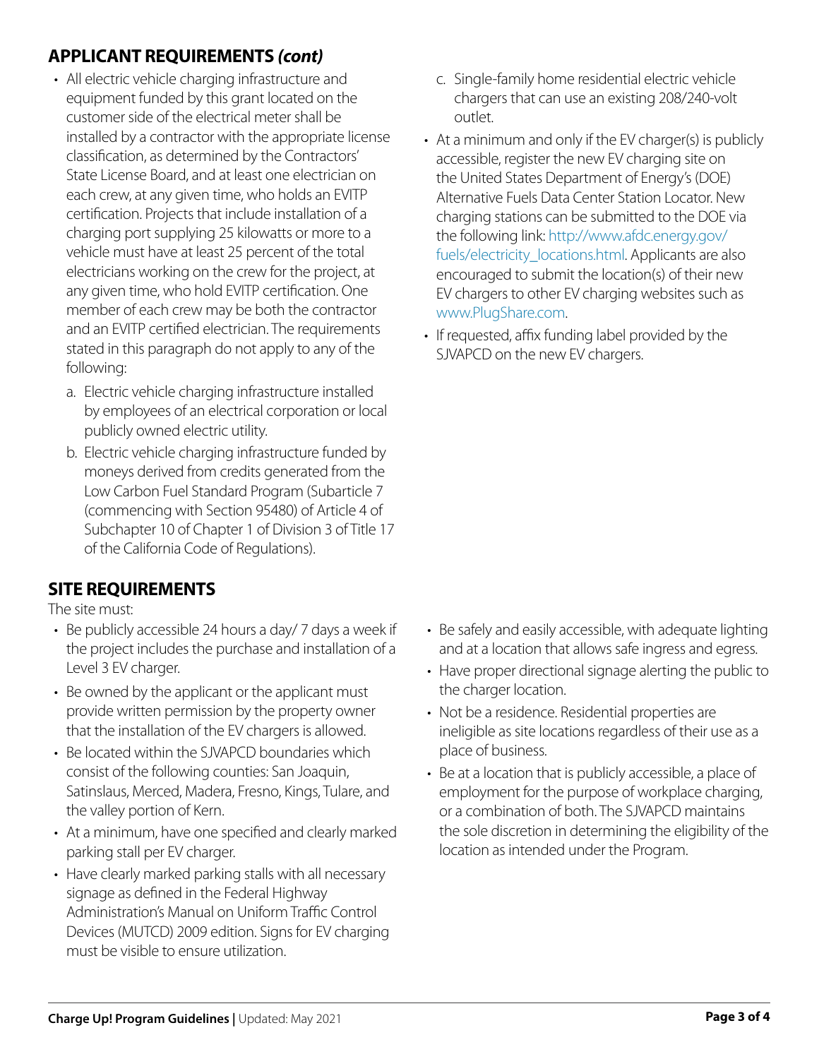## APPLICANT REQUIREMENTS *(cont)*

- All electric vehicle charging infrastructure and equipment funded by this grant located on the customer side of the electrical meter shall be installed by a contractor with the appropriate license classification, as determined by the Contractors' State License Board, and at least one electrician on each crew, at any given time, who holds an EVITP certification. Projects that include installation of a charging port supplying 25 kilowatts or more to a vehicle must have at least 25 percent of the total electricians working on the crew for the project, at any given time, who hold EVITP certification. One member of each crew may be both the contractor and an EVITP certified electrician. The requirements stated in this paragraph do not apply to any of the following:
  a. Electric vehicle charging infrastructure installed by employees of an electrical corporation or local publicly owned electric utility.
  b. Electric vehicle charging infrastructure funded by moneys derived from credits generated from the Low Carbon Fuel Standard Program (Subarticle 7 (commencing with Section 95480) of Article 4 of Subchapter 10 of Chapter 1 of Division 3 of Title 17 of the California Code of Regulations).
  c. Single-family home residential electric vehicle chargers that can use an existing 208/240-volt outlet.
- At a minimum and only if the EV charger(s) is publicly accessible, register the new EV charging site on the United States Department of Energy's (DOE) Alternative Fuels Data Center Station Locator. New charging stations can be submitted to the DOE via the following link: http://www.afdc.energy.gov/fuels/electricity_locations.html. Applicants are also encouraged to submit the location(s) of their new EV chargers to other EV charging websites such as www.PlugShare.com.
- If requested, affix funding label provided by the SJVAPCD on the new EV chargers.

## SITE REQUIREMENTS

The site must:

- Be publicly accessible 24 hours a day/ 7 days a week if the project includes the purchase and installation of a Level 3 EV charger.
- Be owned by the applicant or the applicant must provide written permission by the property owner that the installation of the EV chargers is allowed.
- Be located within the SJVAPCD boundaries which consist of the following counties: San Joaquin, Satinslaus, Merced, Madera, Fresno, Kings, Tulare, and the valley portion of Kern.
- At a minimum, have one specified and clearly marked parking stall per EV charger.
- Have clearly marked parking stalls with all necessary signage as defined in the Federal Highway Administration's Manual on Uniform Traffic Control Devices (MUTCD) 2009 edition. Signs for EV charging must be visible to ensure utilization.
- Be safely and easily accessible, with adequate lighting and at a location that allows safe ingress and egress.
- Have proper directional signage alerting the public to the charger location.
- Not be a residence. Residential properties are ineligible as site locations regardless of their use as a place of business.
- Be at a location that is publicly accessible, a place of employment for the purpose of workplace charging, or a combination of both. The SJVAPCD maintains the sole discretion in determining the eligibility of the location as intended under the Program.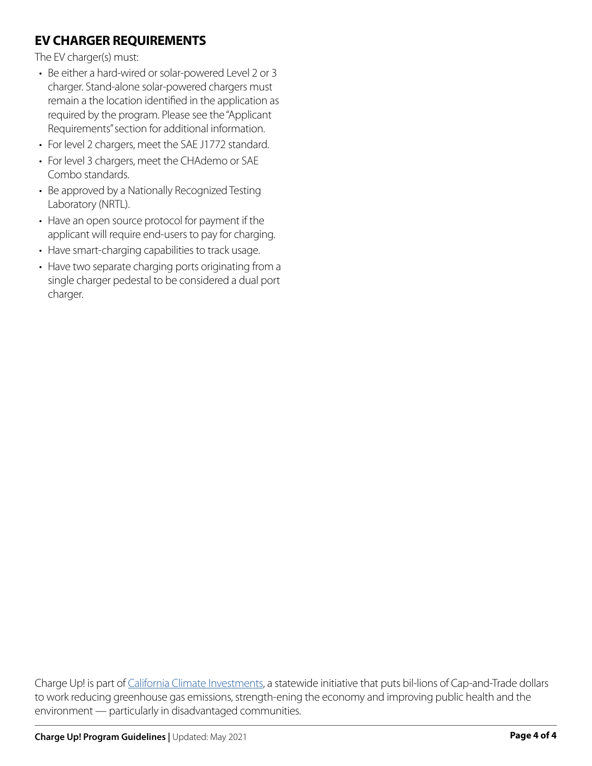## EV CHARGER REQUIREMENTS

The EV charger(s) must:

- Be either a hard-wired or solar-powered Level 2 or 3 charger. Stand-alone solar-powered chargers must remain a the location identified in the application as required by the program. Please see the "Applicant Requirements" section for additional information.
- For level 2 chargers, meet the SAE J1772 standard.
- For level 3 chargers, meet the CHAdemo or SAE Combo standards.
- Be approved by a Nationally Recognized Testing Laboratory (NRTL).
- Have an open source protocol for payment if the applicant will require end-users to pay for charging.
- Have smart-charging capabilities to track usage.
- Have two separate charging ports originating from a single charger pedestal to be considered a dual port charger.

Charge Up! is part of California Climate Investments, a statewide initiative that puts bil-lions of Cap-and-Trade dollars to work reducing greenhouse gas emissions, strength-ening the economy and improving public health and the environment — particularly in disadvantaged communities.